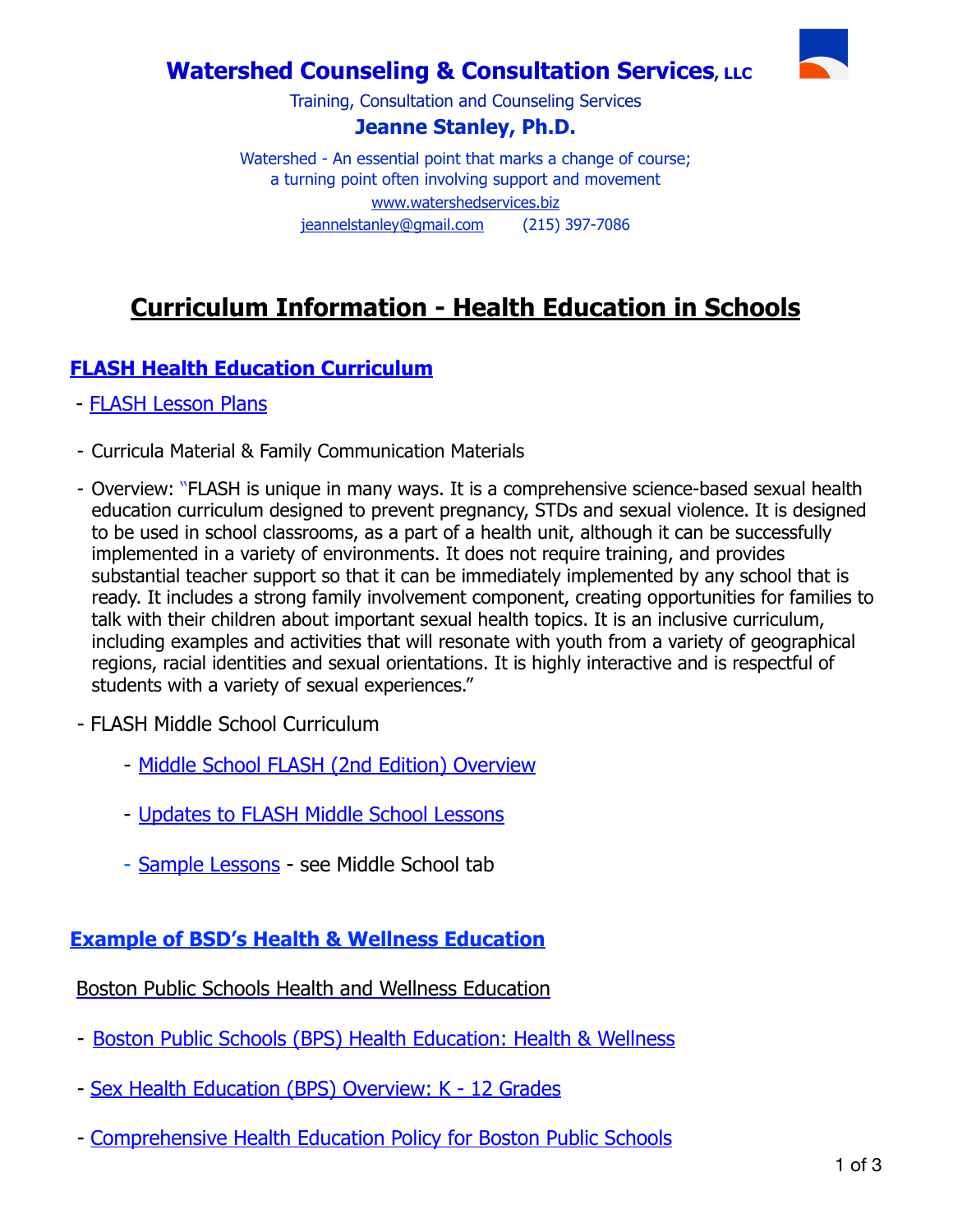# Watershed Counseling & Consultation Services, LLC

Training, Consultation and Counseling Services

**Jeanne Stanley, Ph.D.**

Watershed - An essential point that marks a change of course;
a turning point often involving support and movement

www.watershedservices.biz

jeannelstanley@gmail.com (215) 397-7086

## Curriculum Information - Health Education in Schools

### FLASH Health Education Curriculum

- FLASH Lesson Plans
- Curricula Material & Family Communication Materials
- Overview: "FLASH is unique in many ways. It is a comprehensive science-based sexual health education curriculum designed to prevent pregnancy, STDs and sexual violence. It is designed to be used in school classrooms, as a part of a health unit, although it can be successfully implemented in a variety of environments. It does not require training, and provides substantial teacher support so that it can be immediately implemented by any school that is ready. It includes a strong family involvement component, creating opportunities for families to talk with their children about important sexual health topics. It is an inclusive curriculum, including examples and activities that will resonate with youth from a variety of geographical regions, racial identities and sexual orientations. It is highly interactive and is respectful of students with a variety of sexual experiences."
- FLASH Middle School Curriculum
    - Middle School FLASH (2nd Edition) Overview
    - Updates to FLASH Middle School Lessons
    - Sample Lessons - see Middle School tab

### Example of BSD's Health & Wellness Education

Boston Public Schools Health and Wellness Education

- Boston Public Schools (BPS) Health Education: Health & Wellness
- Sex Health Education (BPS) Overview: K - 12 Grades
- Comprehensive Health Education Policy for Boston Public Schools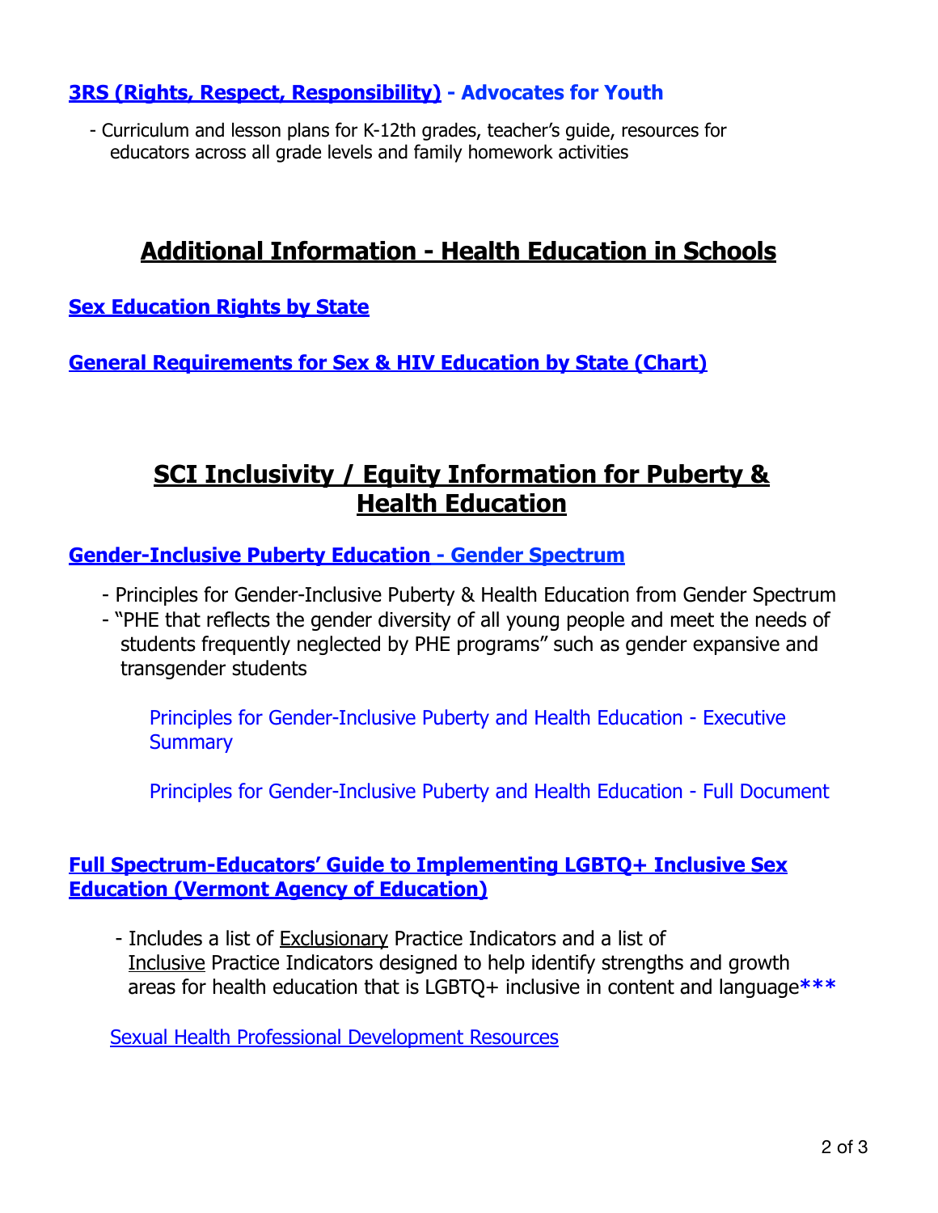**3RS (Rights, Respect, Responsibility) - Advocates for Youth**

- Curriculum and lesson plans for K-12th grades, teacher's guide, resources for educators across all grade levels and family homework activities

## Additional Information - Health Education in Schools

**Sex Education Rights by State**

**General Requirements for Sex & HIV Education by State (Chart)**

## SCI Inclusivity / Equity Information for Puberty & Health Education

**Gender-Inclusive Puberty Education - Gender Spectrum**

- Principles for Gender-Inclusive Puberty & Health Education from Gender Spectrum
- "PHE that reflects the gender diversity of all young people and meet the needs of students frequently neglected by PHE programs" such as gender expansive and transgender students

  Principles for Gender-Inclusive Puberty and Health Education - Executive Summary

  Principles for Gender-Inclusive Puberty and Health Education - Full Document

**Full Spectrum-Educators' Guide to Implementing LGBTQ+ Inclusive Sex Education (Vermont Agency of Education)**

- Includes a list of Exclusionary Practice Indicators and a list of Inclusive Practice Indicators designed to help identify strengths and growth areas for health education that is LGBTQ+ inclusive in content and language***

Sexual Health Professional Development Resources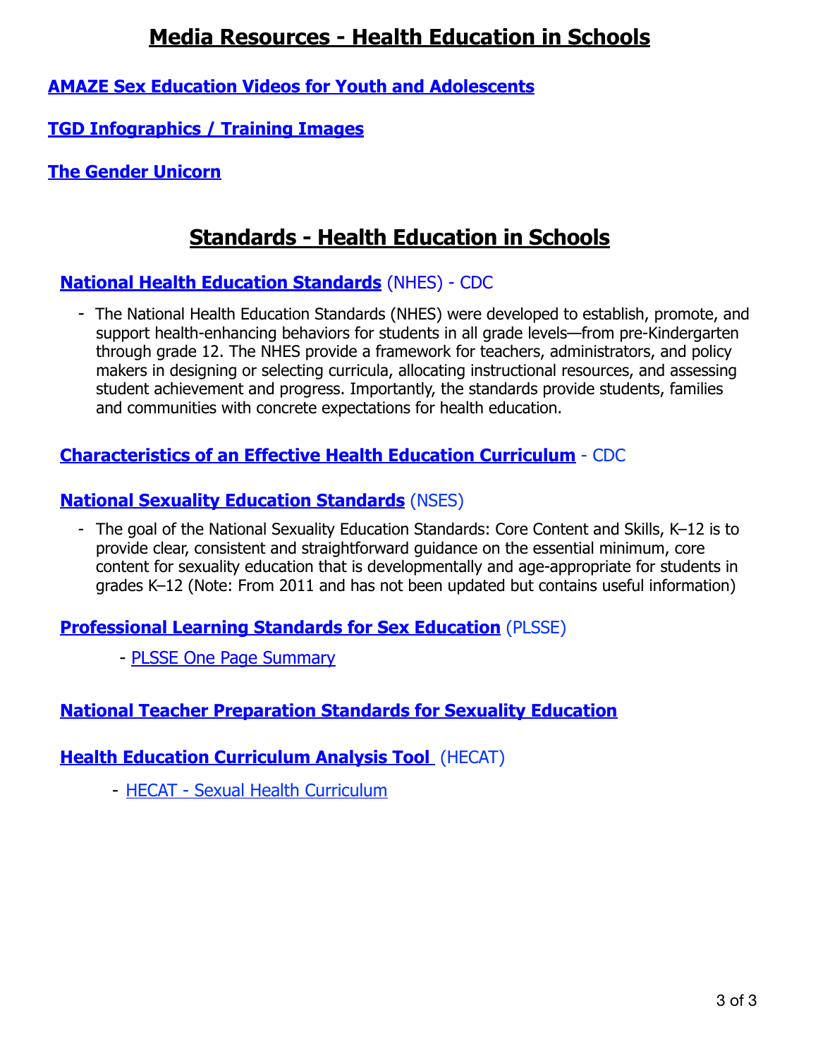# Media Resources - Health Education in Schools

**AMAZE Sex Education Videos for Youth and Adolescents**

**TGD Infographics / Training Images**

**The Gender Unicorn**

# Standards - Health Education in Schools

### **National Health Education Standards** (NHES) - CDC

- The National Health Education Standards (NHES) were developed to establish, promote, and support health-enhancing behaviors for students in all grade levels—from pre-Kindergarten through grade 12. The NHES provide a framework for teachers, administrators, and policy makers in designing or selecting curricula, allocating instructional resources, and assessing student achievement and progress. Importantly, the standards provide students, families and communities with concrete expectations for health education.

### **Characteristics of an Effective Health Education Curriculum** - CDC

### **National Sexuality Education Standards** (NSES)

- The goal of the National Sexuality Education Standards: Core Content and Skills, K–12 is to provide clear, consistent and straightforward guidance on the essential minimum, core content for sexuality education that is developmentally and age-appropriate for students in grades K–12 (Note: From 2011 and has not been updated but contains useful information)

### **Professional Learning Standards for Sex Education** (PLSSE)

- PLSSE One Page Summary

### **National Teacher Preparation Standards for Sexuality Education**

### **Health Education Curriculum Analysis Tool** (HECAT)

- HECAT - Sexual Health Curriculum